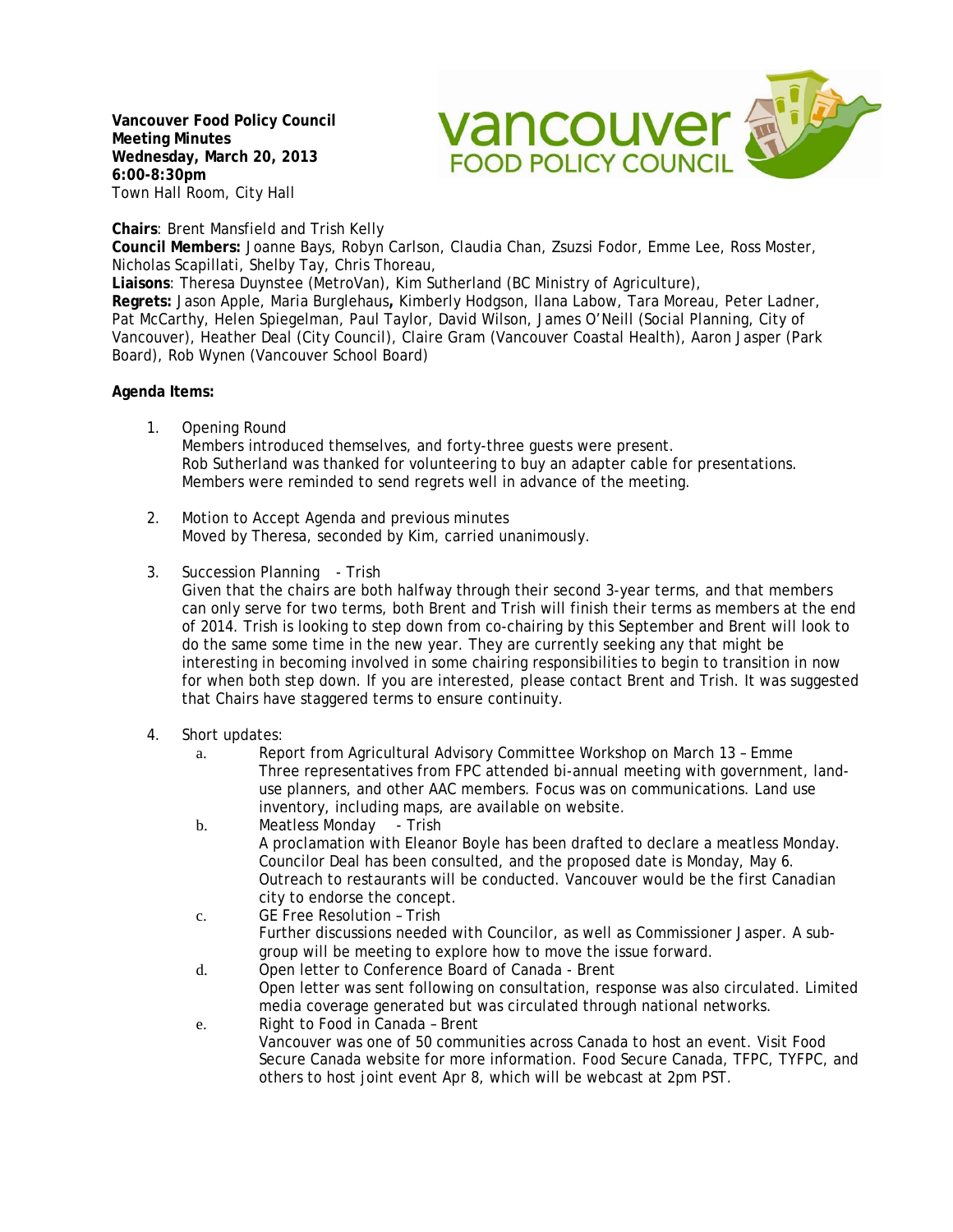**Vancouver Food Policy Council**
**Meeting Minutes**
**Wednesday, March 20, 2013**
**6:00-8:30pm**
Town Hall Room, City Hall

**Chairs**: Brent Mansfield and Trish Kelly
**Council Members:** Joanne Bays, Robyn Carlson, Claudia Chan, Zsuzsi Fodor, Emme Lee, Ross Moster, Nicholas Scapillati, Shelby Tay, Chris Thoreau,
**Liaisons**: Theresa Duynstee (MetroVan), Kim Sutherland (BC Ministry of Agriculture),
**Regrets:** Jason Apple, Maria Burglehaus**,** Kimberly Hodgson, Ilana Labow, Tara Moreau, Peter Ladner, Pat McCarthy, Helen Spiegelman, Paul Taylor, David Wilson, James O'Neill (Social Planning, City of Vancouver), Heather Deal (City Council), Claire Gram (Vancouver Coastal Health), Aaron Jasper (Park Board), Rob Wynen (Vancouver School Board)

**Agenda Items:**

1. Opening Round
   Members introduced themselves, and forty-three guests were present.
   Rob Sutherland was thanked for volunteering to buy an adapter cable for presentations.
   Members were reminded to send regrets well in advance of the meeting.

2. Motion to Accept Agenda and previous minutes
   Moved by Theresa, seconded by Kim, carried unanimously.

3. Succession Planning - Trish
   Given that the chairs are both halfway through their second 3-year terms, and that members can only serve for two terms, both Brent and Trish will finish their terms as members at the end of 2014. Trish is looking to step down from co-chairing by this September and Brent will look to do the same some time in the new year. They are currently seeking any that might be interesting in becoming involved in some chairing responsibilities to begin to transition in now for when both step down. If you are interested, please contact Brent and Trish. It was suggested that Chairs have staggered terms to ensure continuity.

4. Short updates:
   a. Report from Agricultural Advisory Committee Workshop on March 13 – Emme
      Three representatives from FPC attended bi-annual meeting with government, land-use planners, and other AAC members. Focus was on communications. Land use inventory, including maps, are available on website.
   b. Meatless Monday - Trish
      A proclamation with Eleanor Boyle has been drafted to declare a meatless Monday. Councilor Deal has been consulted, and the proposed date is Monday, May 6. Outreach to restaurants will be conducted. Vancouver would be the first Canadian city to endorse the concept.
   c. GE Free Resolution – Trish
      Further discussions needed with Councilor, as well as Commissioner Jasper. A sub-group will be meeting to explore how to move the issue forward.
   d. Open letter to Conference Board of Canada - Brent
      Open letter was sent following on consultation, response was also circulated. Limited media coverage generated but was circulated through national networks.
   e. Right to Food in Canada – Brent
      Vancouver was one of 50 communities across Canada to host an event. Visit Food Secure Canada website for more information. Food Secure Canada, TFPC, TYFPC, and others to host joint event Apr 8, which will be webcast at 2pm PST.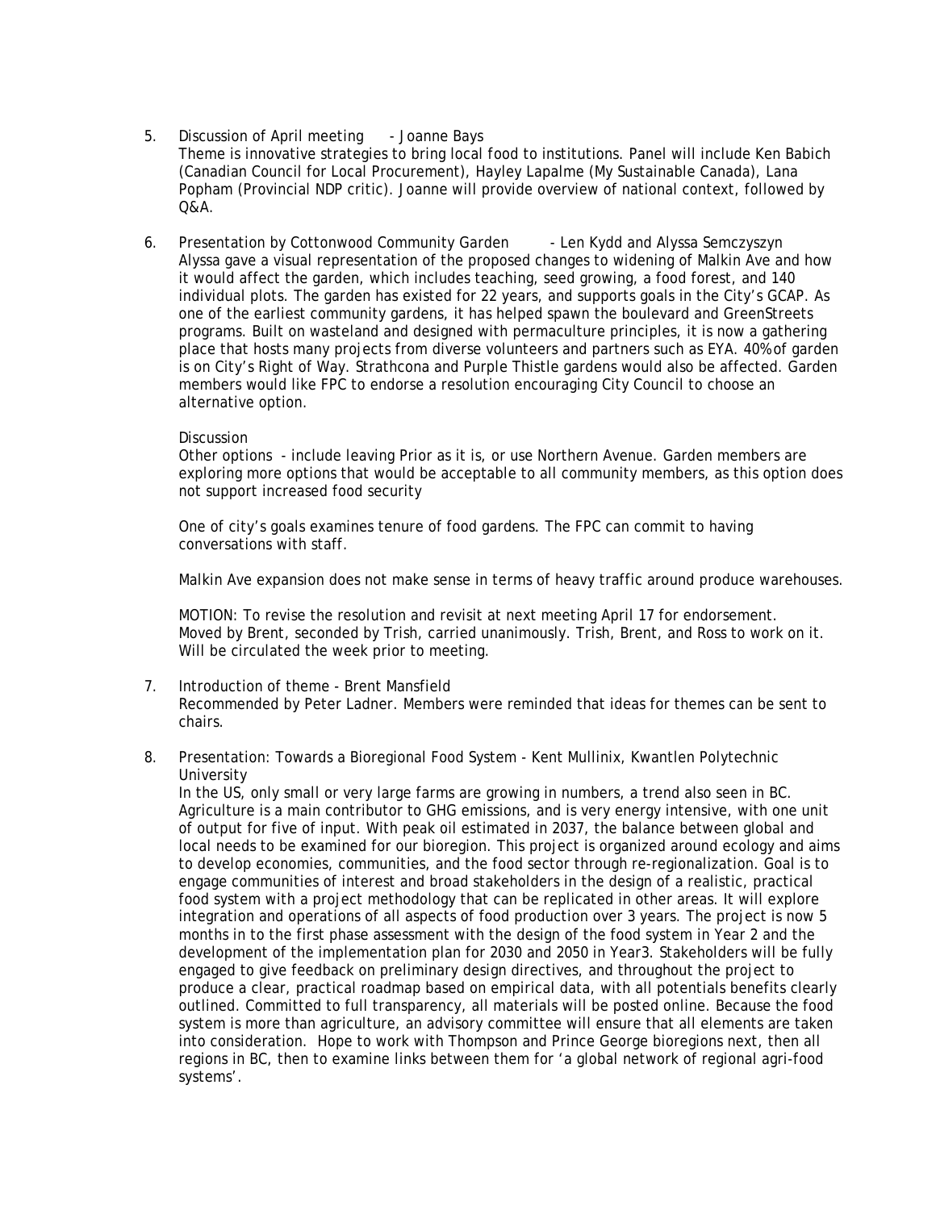5. Discussion of April meeting - Joanne Bays
   Theme is innovative strategies to bring local food to institutions. Panel will include Ken Babich (Canadian Council for Local Procurement), Hayley Lapalme (My Sustainable Canada), Lana Popham (Provincial NDP critic). Joanne will provide overview of national context, followed by Q&A.

6. Presentation by Cottonwood Community Garden - Len Kydd and Alyssa Semczyszyn
   Alyssa gave a visual representation of the proposed changes to widening of Malkin Ave and how it would affect the garden, which includes teaching, seed growing, a food forest, and 140 individual plots. The garden has existed for 22 years, and supports goals in the City's GCAP. As one of the earliest community gardens, it has helped spawn the boulevard and GreenStreets programs. Built on wasteland and designed with permaculture principles, it is now a gathering place that hosts many projects from diverse volunteers and partners such as EYA. 40% of garden is on City's Right of Way. Strathcona and Purple Thistle gardens would also be affected. Garden members would like FPC to endorse a resolution encouraging City Council to choose an alternative option.

   Discussion
   Other options - include leaving Prior as it is, or use Northern Avenue. Garden members are exploring more options that would be acceptable to all community members, as this option does not support increased food security

   One of city's goals examines tenure of food gardens. The FPC can commit to having conversations with staff.

   Malkin Ave expansion does not make sense in terms of heavy traffic around produce warehouses.

   MOTION: To revise the resolution and revisit at next meeting April 17 for endorsement. Moved by Brent, seconded by Trish, carried unanimously. Trish, Brent, and Ross to work on it. Will be circulated the week prior to meeting.

7. Introduction of theme - Brent Mansfield
   Recommended by Peter Ladner. Members were reminded that ideas for themes can be sent to chairs.

8. Presentation: Towards a Bioregional Food System - Kent Mullinix, Kwantlen Polytechnic University
   In the US, only small or very large farms are growing in numbers, a trend also seen in BC. Agriculture is a main contributor to GHG emissions, and is very energy intensive, with one unit of output for five of input. With peak oil estimated in 2037, the balance between global and local needs to be examined for our bioregion. This project is organized around ecology and aims to develop economies, communities, and the food sector through re-regionalization. Goal is to engage communities of interest and broad stakeholders in the design of a realistic, practical food system with a project methodology that can be replicated in other areas. It will explore integration and operations of all aspects of food production over 3 years. The project is now 5 months in to the first phase assessment with the design of the food system in Year 2 and the development of the implementation plan for 2030 and 2050 in Year3. Stakeholders will be fully engaged to give feedback on preliminary design directives, and throughout the project to produce a clear, practical roadmap based on empirical data, with all potentials benefits clearly outlined. Committed to full transparency, all materials will be posted online. Because the food system is more than agriculture, an advisory committee will ensure that all elements are taken into consideration. Hope to work with Thompson and Prince George bioregions next, then all regions in BC, then to examine links between them for 'a global network of regional agri-food systems'.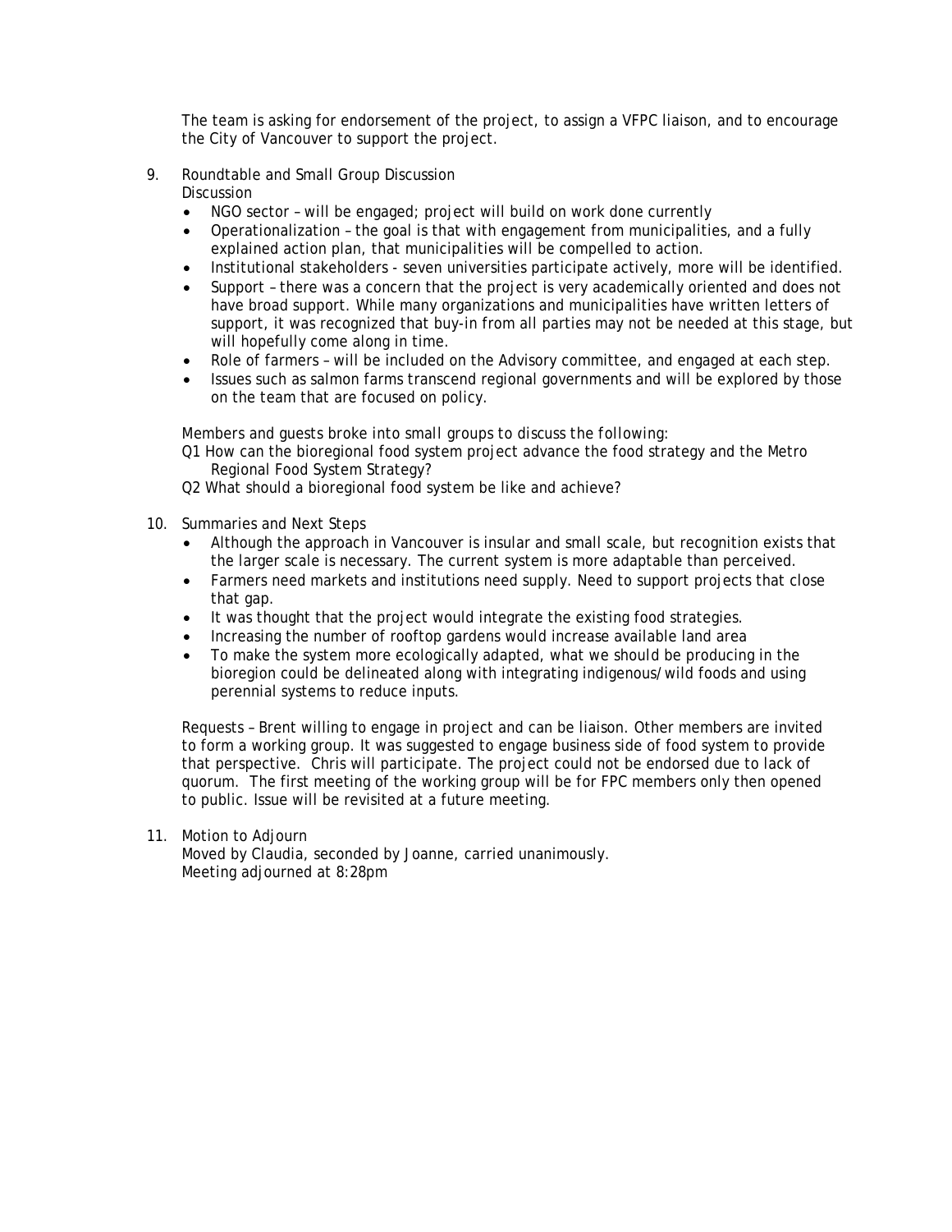The team is asking for endorsement of the project, to assign a VFPC liaison, and to encourage the City of Vancouver to support the project.

9. Roundtable and Small Group Discussion

   Discussion

   - NGO sector – will be engaged; project will build on work done currently
   - Operationalization – the goal is that with engagement from municipalities, and a fully explained action plan, that municipalities will be compelled to action.
   - Institutional stakeholders - seven universities participate actively, more will be identified.
   - Support – there was a concern that the project is very academically oriented and does not have broad support. While many organizations and municipalities have written letters of support, it was recognized that buy-in from all parties may not be needed at this stage, but will hopefully come along in time.
   - Role of farmers – will be included on the Advisory committee, and engaged at each step.
   - Issues such as salmon farms transcend regional governments and will be explored by those on the team that are focused on policy.

   Members and guests broke into small groups to discuss the following:

   Q1 How can the bioregional food system project advance the food strategy and the Metro Regional Food System Strategy?

   Q2 What should a bioregional food system be like and achieve?

10. Summaries and Next Steps

    - Although the approach in Vancouver is insular and small scale, but recognition exists that the larger scale is necessary. The current system is more adaptable than perceived.
    - Farmers need markets and institutions need supply. Need to support projects that close that gap.
    - It was thought that the project would integrate the existing food strategies.
    - Increasing the number of rooftop gardens would increase available land area
    - To make the system more ecologically adapted, what we should be producing in the bioregion could be delineated along with integrating indigenous/wild foods and using perennial systems to reduce inputs.

    Requests – Brent willing to engage in project and can be liaison. Other members are invited to form a working group. It was suggested to engage business side of food system to provide that perspective. Chris will participate. The project could not be endorsed due to lack of quorum. The first meeting of the working group will be for FPC members only then opened to public. Issue will be revisited at a future meeting.

11. Motion to Adjourn

    Moved by Claudia, seconded by Joanne, carried unanimously.

    Meeting adjourned at 8:28pm